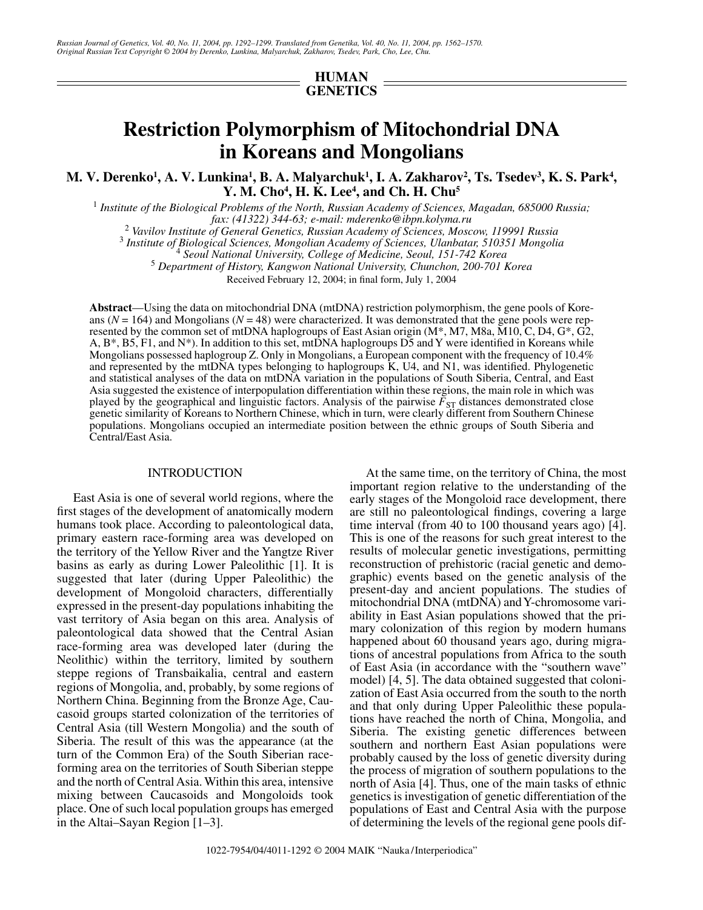HUMAN GENETICS

# Restriction Polymorphism of Mitochondrial DNA in Koreans and Mongolians

**M. V. Derenko[1], A. V. Lunkina[1], B. A. Malyarchuk[1], I. A. Zakharov[2], Ts. Tsedev[3], K. S. Park[4], Y. M. Cho[4], H. K. Lee[4], and Ch. H. Chu[5]**

[1] *Institute of the Biological Problems of the North, Russian Academy of Sciences, Magadan, 685000 Russia; fax: (41322) 344-63; e-mail: mderenko@ibpn.kolyma.ru*

[2] *Vavilov Institute of General Genetics, Russian Academy of Sciences, Moscow, 119991 Russia*

[3] *Institute of Biological Sciences, Mongolian Academy of Sciences, Ulanbatar, 510351 Mongolia*

[4] *Seoul National University, College of Medicine, Seoul, 151-742 Korea*

[5] *Department of History, Kangwon National University, Chunchon, 200-701 Korea*

Received February 12, 2004; in final form, July 1, 2004

**Abstract**—Using the data on mitochondrial DNA (mtDNA) restriction polymorphism, the gene pools of Koreans ($N = 164$) and Mongolians ($N = 48$) were characterized. It was demonstrated that the gene pools were represented by the common set of mtDNA haplogroups of East Asian origin (M*, M7, M8a, M10, C, D4, G*, G2, A, B*, B5, F1, and N*). In addition to this set, mtDNA haplogroups D5 and Y were identified in Koreans while Mongolians possessed haplogroup Z. Only in Mongolians, a European component with the frequency of 10.4% and represented by the mtDNA types belonging to haplogroups K, U4, and N1, was identified. Phylogenetic and statistical analyses of the data on mtDNA variation in the populations of South Siberia, Central, and East Asia suggested the existence of interpopulation differentiation within these regions, the main role in which was played by the geographical and linguistic factors. Analysis of the pairwise $F_{ST}$ distances demonstrated close genetic similarity of Koreans to Northern Chinese, which in turn, were clearly different from Southern Chinese populations. Mongolians occupied an intermediate position between the ethnic groups of South Siberia and Central/East Asia.

## INTRODUCTION

East Asia is one of several world regions, where the first stages of the development of anatomically modern humans took place. According to paleontological data, primary eastern race-forming area was developed on the territory of the Yellow River and the Yangtze River basins as early as during Lower Paleolithic [1]. It is suggested that later (during Upper Paleolithic) the development of Mongoloid characters, differentially expressed in the present-day populations inhabiting the vast territory of Asia began on this area. Analysis of paleontological data showed that the Central Asian race-forming area was developed later (during the Neolithic) within the territory, limited by southern steppe regions of Transbaikalia, central and eastern regions of Mongolia, and, probably, by some regions of Northern China. Beginning from the Bronze Age, Caucasoid groups started colonization of the territories of Central Asia (till Western Mongolia) and the south of Siberia. The result of this was the appearance (at the turn of the Common Era) of the South Siberian race-forming area on the territories of South Siberian steppe and the north of Central Asia. Within this area, intensive mixing between Caucasoids and Mongoloids took place. One of such local population groups has emerged in the Altai–Sayan Region [1–3].

At the same time, on the territory of China, the most important region relative to the understanding of the early stages of the Mongoloid race development, there are still no paleontological findings, covering a large time interval (from 40 to 100 thousand years ago) [4]. This is one of the reasons for such great interest to the results of molecular genetic investigations, permitting reconstruction of prehistoric (racial genetic and demographic) events based on the genetic analysis of the present-day and ancient populations. The studies of mitochondrial DNA (mtDNA) and Y-chromosome variability in East Asian populations showed that the primary colonization of this region by modern humans happened about 60 thousand years ago, during migrations of ancestral populations from Africa to the south of East Asia (in accordance with the "southern wave" model) [4, 5]. The data obtained suggested that colonization of East Asia occurred from the south to the north and that only during Upper Paleolithic these populations have reached the north of China, Mongolia, and Siberia. The existing genetic differences between southern and northern East Asian populations were probably caused by the loss of genetic diversity during the process of migration of southern populations to the north of Asia [4]. Thus, one of the main tasks of ethnic genetics is investigation of genetic differentiation of the populations of East and Central Asia with the purpose of determining the levels of the regional gene pools dif-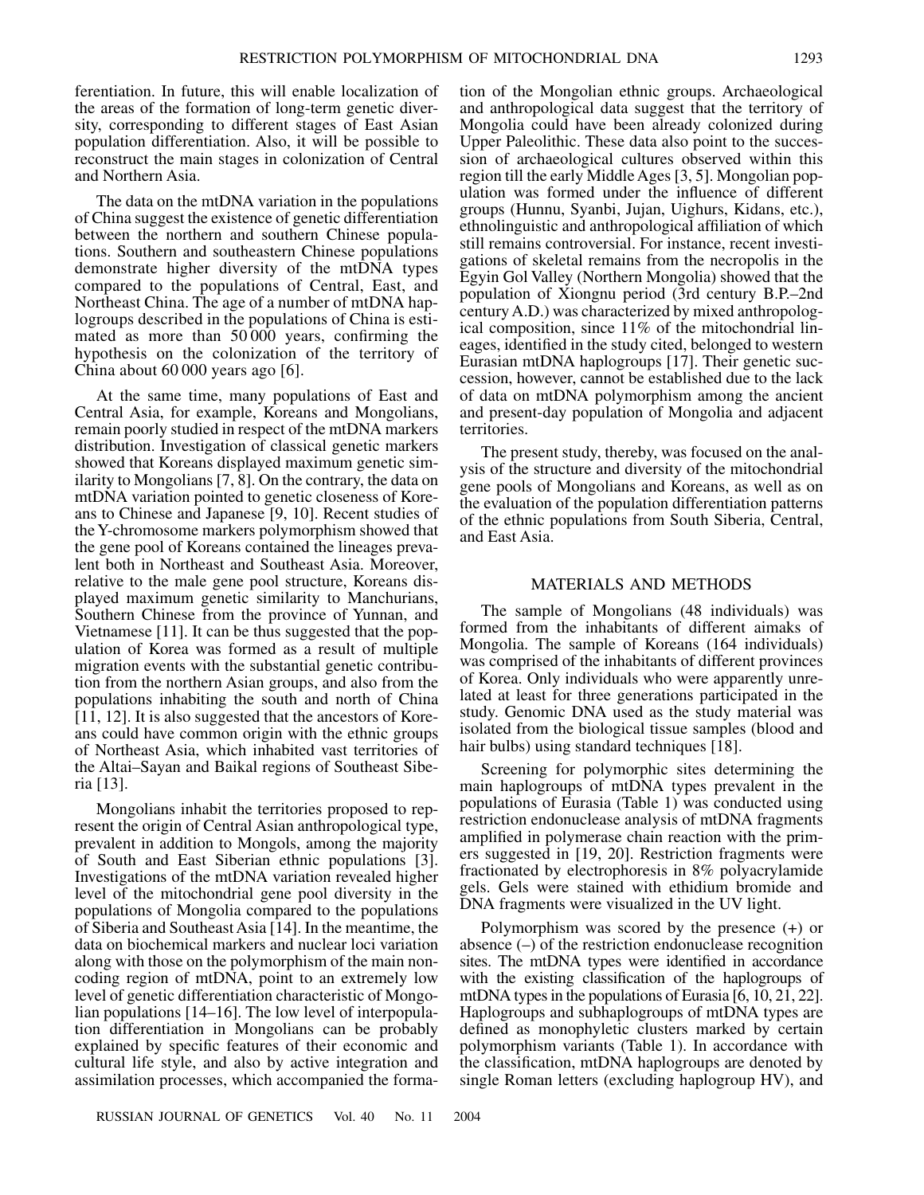ferentiation. In future, this will enable localization of the areas of the formation of long-term genetic diversity, corresponding to different stages of East Asian population differentiation. Also, it will be possible to reconstruct the main stages in colonization of Central and Northern Asia.

The data on the mtDNA variation in the populations of China suggest the existence of genetic differentiation between the northern and southern Chinese populations. Southern and southeastern Chinese populations demonstrate higher diversity of the mtDNA types compared to the populations of Central, East, and Northeast China. The age of a number of mtDNA haplogroups described in the populations of China is estimated as more than 50 000 years, confirming the hypothesis on the colonization of the territory of China about 60 000 years ago [6].

At the same time, many populations of East and Central Asia, for example, Koreans and Mongolians, remain poorly studied in respect of the mtDNA markers distribution. Investigation of classical genetic markers showed that Koreans displayed maximum genetic similarity to Mongolians [7, 8]. On the contrary, the data on mtDNA variation pointed to genetic closeness of Koreans to Chinese and Japanese [9, 10]. Recent studies of the Y-chromosome markers polymorphism showed that the gene pool of Koreans contained the lineages prevalent both in Northeast and Southeast Asia. Moreover, relative to the male gene pool structure, Koreans displayed maximum genetic similarity to Manchurians, Southern Chinese from the province of Yunnan, and Vietnamese [11]. It can be thus suggested that the population of Korea was formed as a result of multiple migration events with the substantial genetic contribution from the northern Asian groups, and also from the populations inhabiting the south and north of China [11, 12]. It is also suggested that the ancestors of Koreans could have common origin with the ethnic groups of Northeast Asia, which inhabited vast territories of the Altai–Sayan and Baikal regions of Southeast Siberia [13].

Mongolians inhabit the territories proposed to represent the origin of Central Asian anthropological type, prevalent in addition to Mongols, among the majority of South and East Siberian ethnic populations [3]. Investigations of the mtDNA variation revealed higher level of the mitochondrial gene pool diversity in the populations of Mongolia compared to the populations of Siberia and Southeast Asia [14]. In the meantime, the data on biochemical markers and nuclear loci variation along with those on the polymorphism of the main noncoding region of mtDNA, point to an extremely low level of genetic differentiation characteristic of Mongolian populations [14–16]. The low level of interpopulation differentiation in Mongolians can be probably explained by specific features of their economic and cultural life style, and also by active integration and assimilation processes, which accompanied the formation of the Mongolian ethnic groups. Archaeological and anthropological data suggest that the territory of Mongolia could have been already colonized during Upper Paleolithic. These data also point to the succession of archaeological cultures observed within this region till the early Middle Ages [3, 5]. Mongolian population was formed under the influence of different groups (Hunnu, Syanbi, Jujan, Uighurs, Kidans, etc.), ethnolinguistic and anthropological affiliation of which still remains controversial. For instance, recent investigations of skeletal remains from the necropolis in the Egyin Gol Valley (Northern Mongolia) showed that the population of Xiongnu period (3rd century B.P.–2nd century A.D.) was characterized by mixed anthropological composition, since 11% of the mitochondrial lineages, identified in the study cited, belonged to western Eurasian mtDNA haplogroups [17]. Their genetic succession, however, cannot be established due to the lack of data on mtDNA polymorphism among the ancient and present-day population of Mongolia and adjacent territories.

The present study, thereby, was focused on the analysis of the structure and diversity of the mitochondrial gene pools of Mongolians and Koreans, as well as on the evaluation of the population differentiation patterns of the ethnic populations from South Siberia, Central, and East Asia.

## MATERIALS AND METHODS

The sample of Mongolians (48 individuals) was formed from the inhabitants of different aimaks of Mongolia. The sample of Koreans (164 individuals) was comprised of the inhabitants of different provinces of Korea. Only individuals who were apparently unrelated at least for three generations participated in the study. Genomic DNA used as the study material was isolated from the biological tissue samples (blood and hair bulbs) using standard techniques [18].

Screening for polymorphic sites determining the main haplogroups of mtDNA types prevalent in the populations of Eurasia (Table 1) was conducted using restriction endonuclease analysis of mtDNA fragments amplified in polymerase chain reaction with the primers suggested in [19, 20]. Restriction fragments were fractionated by electrophoresis in 8% polyacrylamide gels. Gels were stained with ethidium bromide and DNA fragments were visualized in the UV light.

Polymorphism was scored by the presence (+) or absence (–) of the restriction endonuclease recognition sites. The mtDNA types were identified in accordance with the existing classification of the haplogroups of mtDNA types in the populations of Eurasia [6, 10, 21, 22]. Haplogroups and subhaplogroups of mtDNA types are defined as monophyletic clusters marked by certain polymorphism variants (Table 1). In accordance with the classification, mtDNA haplogroups are denoted by single Roman letters (excluding haplogroup HV), and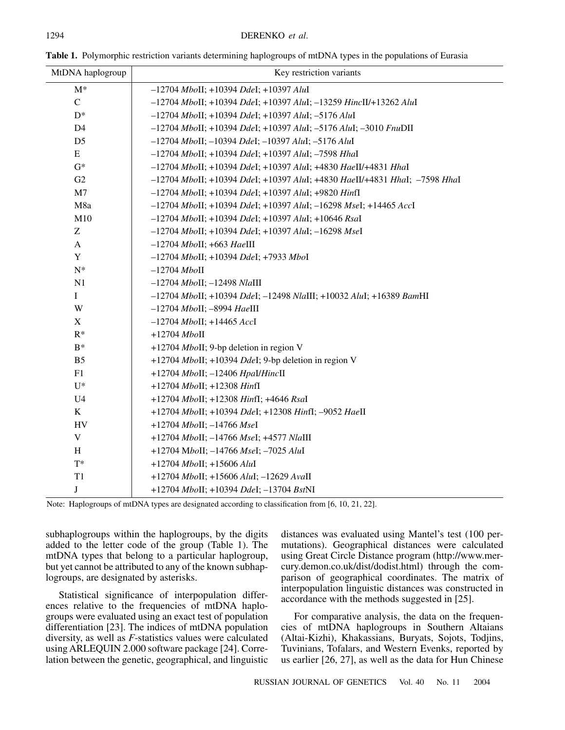**Table 1.** Polymorphic restriction variants determining haplogroups of mtDNA types in the populations of Eurasia

| MtDNA haplogroup | Key restriction variants |
|---|---|
| M* | –12704 *Mbo*II; +10394 *Dde*I; +10397 *Alu*I |
| C | –12704 *Mbo*II; +10394 *Dde*I; +10397 *Alu*I; –13259 *Hinc*II/+13262 *Alu*I |
| D* | –12704 *Mbo*II; +10394 *Dde*I; +10397 *Alu*I; –5176 *Alu*I |
| D4 | –12704 *Mbo*II; +10394 *Dde*I; +10397 *Alu*I; –5176 *Alu*I; –3010 *Fnu*DII |
| D5 | –12704 *Mbo*II; –10394 *Dde*I; –10397 *Alu*I; –5176 *Alu*I |
| E | –12704 *Mbo*II; +10394 *Dde*I; +10397 *Alu*I; –7598 *Hha*I |
| G* | –12704 *Mbo*II; +10394 *Dde*I; +10397 *Alu*I; +4830 *Hae*II/+4831 *Hha*I |
| G2 | –12704 *Mbo*II; +10394 *Dde*I; +10397 *Alu*I; +4830 *Hae*II/+4831 *Hha*I; –7598 *Hha*I |
| M7 | –12704 *Mbo*II; +10394 *Dde*I; +10397 *Alu*I; +9820 *Hin*fI |
| M8a | –12704 *Mbo*II; +10394 *Dde*I; +10397 *Alu*I; –16298 *Mse*I; +14465 *Acc*I |
| M10 | –12704 *Mbo*II; +10394 *Dde*I; +10397 *Alu*I; +10646 *Rsa*I |
| Z | –12704 *Mbo*II; +10394 *Dde*I; +10397 *Alu*I; –16298 *Mse*I |
| A | –12704 *Mbo*II; +663 *Hae*III |
| Y | –12704 *Mbo*II; +10394 *Dde*I; +7933 *Mbo*I |
| N* | –12704 *Mbo*II |
| N1 | –12704 *Mbo*II; –12498 *Nla*III |
| I | –12704 *Mbo*II; +10394 *Dde*I; –12498 *Nla*III; +10032 *Alu*I; +16389 *Bam*HI |
| W | –12704 *Mbo*II; –8994 *Hae*III |
| X | –12704 *Mbo*II; +14465 *Acc*I |
| R* | +12704 *Mbo*II |
| B* | +12704 *Mbo*II; 9-bp deletion in region V |
| B5 | +12704 *Mbo*II; +10394 *Dde*I; 9-bp deletion in region V |
| F1 | +12704 *Mbo*II; –12406 *Hpa*I/*Hinc*II |
| U* | +12704 *Mbo*II; +12308 *Hin*fI |
| U4 | +12704 *Mbo*II; +12308 *Hin*fI; +4646 *Rsa*I |
| K | +12704 *Mbo*II; +10394 *Dde*I; +12308 *Hin*fI; –9052 *Hae*II |
| HV | +12704 *Mbo*II; –14766 *Mse*I |
| V | +12704 *Mbo*II; –14766 *Mse*I; +4577 *Nla*III |
| H | +12704 M*bo*II; –14766 *Mse*I; –7025 *Alu*I |
| T* | +12704 *Mbo*II; +15606 *Alu*I |
| T1 | +12704 *Mbo*II; +15606 *Alu*I; –12629 *Ava*II |
| J | +12704 *Mbo*II; +10394 *Dde*I; –13704 *Bst*NI |

Note: Haplogroups of mtDNA types are designated according to classification from [6, 10, 21, 22].

subhaplogroups within the haplogroups, by the digits added to the letter code of the group (Table 1). The mtDNA types that belong to a particular haplogroup, but yet cannot be attributed to any of the known subhaplogroups, are designated by asterisks.

Statistical significance of interpopulation differences relative to the frequencies of mtDNA haplogroups were evaluated using an exact test of population differentiation [23]. The indices of mtDNA population diversity, as well as *F*-statistics values were calculated using ARLEQUIN 2.000 software package [24]. Correlation between the genetic, geographical, and linguistic distances was evaluated using Mantel's test (100 permutations). Geographical distances were calculated using Great Circle Distance program (http://www.mercury.demon.co.uk/dist/dodist.html) through the comparison of geographical coordinates. The matrix of interpopulation linguistic distances was constructed in accordance with the methods suggested in [25].

For comparative analysis, the data on the frequencies of mtDNA haplogroups in Southern Altaians (Altai-Kizhi), Khakassians, Buryats, Sojots, Todjins, Tuvinians, Tofalars, and Western Evenks, reported by us earlier [26, 27], as well as the data for Hun Chinese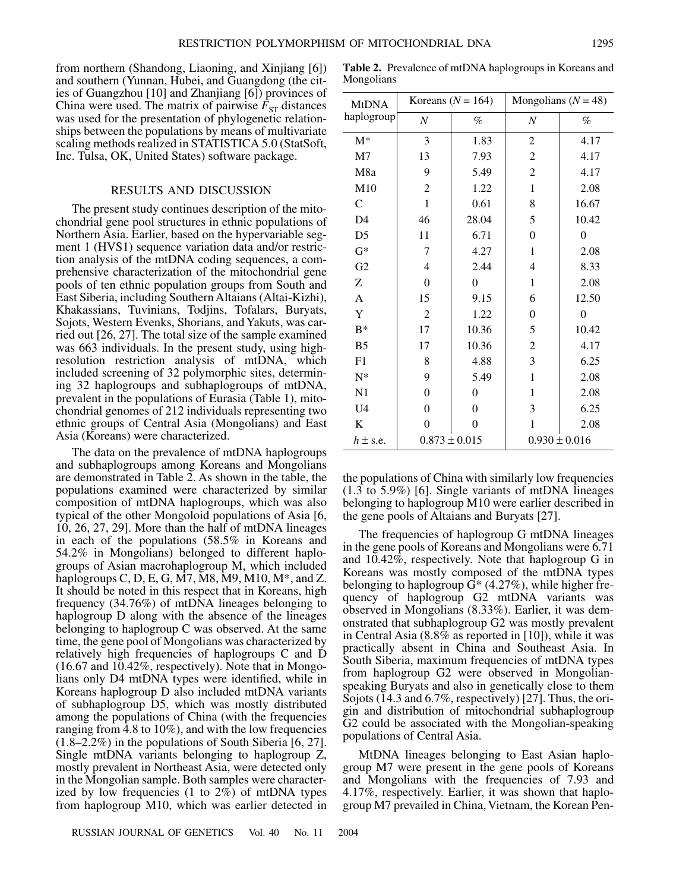from northern (Shandong, Liaoning, and Xinjiang [6]) and southern (Yunnan, Hubei, and Guangdong (the cities of Guangzhou [10] and Zhanjiang [6]) provinces of China were used. The matrix of pairwise $F_{ST}$ distances was used for the presentation of phylogenetic relationships between the populations by means of multivariate scaling methods realized in STATISTICA 5.0 (StatSoft, Inc. Tulsa, OK, United States) software package.

## RESULTS AND DISCUSSION

The present study continues description of the mitochondrial gene pool structures in ethnic populations of Northern Asia. Earlier, based on the hypervariable segment 1 (HVS1) sequence variation data and/or restriction analysis of the mtDNA coding sequences, a comprehensive characterization of the mitochondrial gene pools of ten ethnic population groups from South and East Siberia, including Southern Altaians (Altai-Kizhi), Khakassians, Tuvinians, Todjins, Tofalars, Buryats, Sojots, Western Evenks, Shorians, and Yakuts, was carried out [26, 27]. The total size of the sample examined was 663 individuals. In the present study, using high-resolution restriction analysis of mtDNA, which included screening of 32 polymorphic sites, determining 32 haplogroups and subhaplogroups of mtDNA, prevalent in the populations of Eurasia (Table 1), mitochondrial genomes of 212 individuals representing two ethnic groups of Central Asia (Mongolians) and East Asia (Koreans) were characterized.

The data on the prevalence of mtDNA haplogroups and subhaplogroups among Koreans and Mongolians are demonstrated in Table 2. As shown in the table, the populations examined were characterized by similar composition of mtDNA haplogroups, which was also typical of the other Mongoloid populations of Asia [6, 10, 26, 27, 29]. More than the half of mtDNA lineages in each of the populations (58.5% in Koreans and 54.2% in Mongolians) belonged to different haplogroups of Asian macrohaplogroup M, which included haplogroups C, D, E, G, M7, M8, M9, M10, M*, and Z. It should be noted in this respect that in Koreans, high frequency (34.76%) of mtDNA lineages belonging to haplogroup D along with the absence of the lineages belonging to haplogroup C was observed. At the same time, the gene pool of Mongolians was characterized by relatively high frequencies of haplogroups C and D (16.67 and 10.42%, respectively). Note that in Mongolians only D4 mtDNA types were identified, while in Koreans haplogroup D also included mtDNA variants of subhaplogroup D5, which was mostly distributed among the populations of China (with the frequencies ranging from 4.8 to 10%), and with the low frequencies (1.8–2.2%) in the populations of South Siberia [6, 27]. Single mtDNA variants belonging to haplogroup Z, mostly prevalent in Northeast Asia, were detected only in the Mongolian sample. Both samples were characterized by low frequencies (1 to 2%) of mtDNA types from haplogroup M10, which was earlier detected in the populations of China with similarly low frequencies (1.3 to 5.9%) [6]. Single variants of mtDNA lineages belonging to haplogroup M10 were earlier described in the gene pools of Altaians and Buryats [27].

**Table 2.** Prevalence of mtDNA haplogroups in Koreans and Mongolians

| MtDNA haplogroup | Koreans ($N$ = 164) | | Mongolians ($N$ = 48) | |
|---|---|---|---|---|
| | $N$ | % | $N$ | % |
| M* | 3 | 1.83 | 2 | 4.17 |
| M7 | 13 | 7.93 | 2 | 4.17 |
| M8a | 9 | 5.49 | 2 | 4.17 |
| M10 | 2 | 1.22 | 1 | 2.08 |
| C | 1 | 0.61 | 8 | 16.67 |
| D4 | 46 | 28.04 | 5 | 10.42 |
| D5 | 11 | 6.71 | 0 | 0 |
| G* | 7 | 4.27 | 1 | 2.08 |
| G2 | 4 | 2.44 | 4 | 8.33 |
| Z | 0 | 0 | 1 | 2.08 |
| A | 15 | 9.15 | 6 | 12.50 |
| Y | 2 | 1.22 | 0 | 0 |
| B* | 17 | 10.36 | 5 | 10.42 |
| B5 | 17 | 10.36 | 2 | 4.17 |
| F1 | 8 | 4.88 | 3 | 6.25 |
| N* | 9 | 5.49 | 1 | 2.08 |
| N1 | 0 | 0 | 1 | 2.08 |
| U4 | 0 | 0 | 3 | 6.25 |
| K | 0 | 0 | 1 | 2.08 |
| $h \pm$ s.e. | $0.873 \pm 0.015$ | | $0.930 \pm 0.016$ | |

The frequencies of haplogroup G mtDNA lineages in the gene pools of Koreans and Mongolians were 6.71 and 10.42%, respectively. Note that haplogroup G in Koreans was mostly composed of the mtDNA types belonging to haplogroup G* (4.27%), while higher frequency of haplogroup G2 mtDNA variants was observed in Mongolians (8.33%). Earlier, it was demonstrated that subhaplogroup G2 was mostly prevalent in Central Asia (8.8% as reported in [10]), while it was practically absent in China and Southeast Asia. In South Siberia, maximum frequencies of mtDNA types from haplogroup G2 were observed in Mongolian-speaking Buryats and also in genetically close to them Sojots (14.3 and 6.7%, respectively) [27]. Thus, the origin and distribution of mitochondrial subhaplogroup G2 could be associated with the Mongolian-speaking populations of Central Asia.

MtDNA lineages belonging to East Asian haplogroup M7 were present in the gene pools of Koreans and Mongolians with the frequencies of 7.93 and 4.17%, respectively. Earlier, it was shown that haplogroup M7 prevailed in China, Vietnam, the Korean Pen-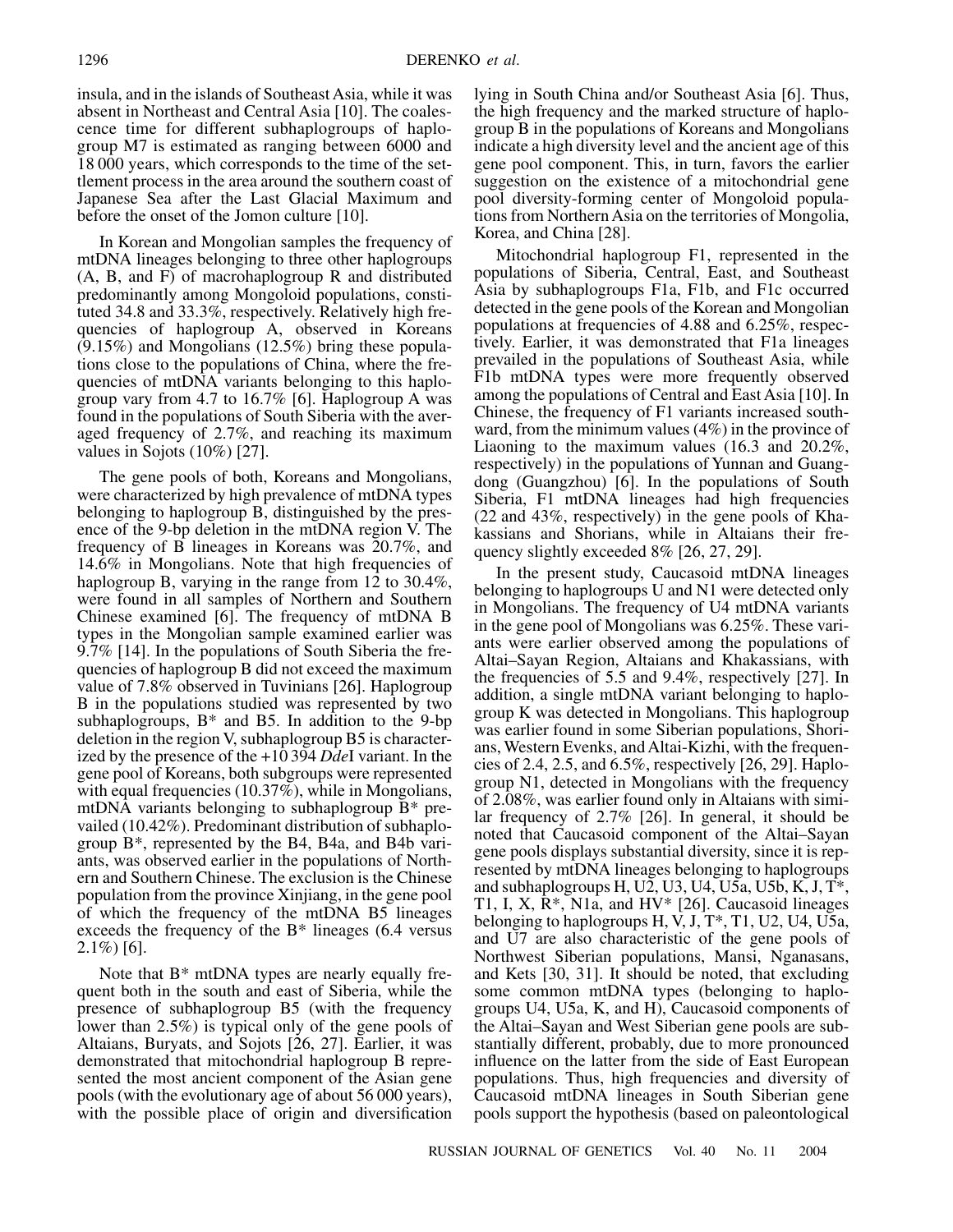insula, and in the islands of Southeast Asia, while it was absent in Northeast and Central Asia [10]. The coalescence time for different subhaplogroups of haplogroup M7 is estimated as ranging between 6000 and 18 000 years, which corresponds to the time of the settlement process in the area around the southern coast of Japanese Sea after the Last Glacial Maximum and before the onset of the Jomon culture [10].

In Korean and Mongolian samples the frequency of mtDNA lineages belonging to three other haplogroups (A, B, and F) of macrohaplogroup R and distributed predominantly among Mongoloid populations, constituted 34.8 and 33.3%, respectively. Relatively high frequencies of haplogroup A, observed in Koreans (9.15%) and Mongolians (12.5%) bring these populations close to the populations of China, where the frequencies of mtDNA variants belonging to this haplogroup vary from 4.7 to 16.7% [6]. Haplogroup A was found in the populations of South Siberia with the averaged frequency of 2.7%, and reaching its maximum values in Sojots (10%) [27].

The gene pools of both, Koreans and Mongolians, were characterized by high prevalence of mtDNA types belonging to haplogroup B, distinguished by the presence of the 9-bp deletion in the mtDNA region V. The frequency of B lineages in Koreans was 20.7%, and 14.6% in Mongolians. Note that high frequencies of haplogroup B, varying in the range from 12 to 30.4%, were found in all samples of Northern and Southern Chinese examined [6]. The frequency of mtDNA B types in the Mongolian sample examined earlier was 9.7% [14]. In the populations of South Siberia the frequencies of haplogroup B did not exceed the maximum value of 7.8% observed in Tuvinians [26]. Haplogroup B in the populations studied was represented by two subhaplogroups, B* and B5. In addition to the 9-bp deletion in the region V, subhaplogroup B5 is characterized by the presence of the +10 394 *Dde*I variant. In the gene pool of Koreans, both subgroups were represented with equal frequencies (10.37%), while in Mongolians, mtDNA variants belonging to subhaplogroup B* prevailed (10.42%). Predominant distribution of subhaplogroup B*, represented by the B4, B4a, and B4b variants, was observed earlier in the populations of Northern and Southern Chinese. The exclusion is the Chinese population from the province Xinjiang, in the gene pool of which the frequency of the mtDNA B5 lineages exceeds the frequency of the B* lineages (6.4 versus 2.1%) [6].

Note that B* mtDNA types are nearly equally frequent both in the south and east of Siberia, while the presence of subhaplogroup B5 (with the frequency lower than 2.5%) is typical only of the gene pools of Altaians, Buryats, and Sojots [26, 27]. Earlier, it was demonstrated that mitochondrial haplogroup B represented the most ancient component of the Asian gene pools (with the evolutionary age of about 56 000 years), with the possible place of origin and diversification lying in South China and/or Southeast Asia [6]. Thus, the high frequency and the marked structure of haplogroup B in the populations of Koreans and Mongolians indicate a high diversity level and the ancient age of this gene pool component. This, in turn, favors the earlier suggestion on the existence of a mitochondrial gene pool diversity-forming center of Mongoloid populations from Northern Asia on the territories of Mongolia, Korea, and China [28].

Mitochondrial haplogroup F1, represented in the populations of Siberia, Central, East, and Southeast Asia by subhaplogroups F1a, F1b, and F1c occurred detected in the gene pools of the Korean and Mongolian populations at frequencies of 4.88 and 6.25%, respectively. Earlier, it was demonstrated that F1a lineages prevailed in the populations of Southeast Asia, while F1b mtDNA types were more frequently observed among the populations of Central and East Asia [10]. In Chinese, the frequency of F1 variants increased southward, from the minimum values (4%) in the province of Liaoning to the maximum values (16.3 and 20.2%, respectively) in the populations of Yunnan and Guangdong (Guangzhou) [6]. In the populations of South Siberia, F1 mtDNA lineages had high frequencies (22 and 43%, respectively) in the gene pools of Khakassians and Shorians, while in Altaians their frequency slightly exceeded 8% [26, 27, 29].

In the present study, Caucasoid mtDNA lineages belonging to haplogroups U and N1 were detected only in Mongolians. The frequency of U4 mtDNA variants in the gene pool of Mongolians was 6.25%. These variants were earlier observed among the populations of Altai–Sayan Region, Altaians and Khakassians, with the frequencies of 5.5 and 9.4%, respectively [27]. In addition, a single mtDNA variant belonging to haplogroup K was detected in Mongolians. This haplogroup was earlier found in some Siberian populations, Shorians, Western Evenks, and Altai-Kizhi, with the frequencies of 2.4, 2.5, and 6.5%, respectively [26, 29]. Haplogroup N1, detected in Mongolians with the frequency of 2.08%, was earlier found only in Altaians with similar frequency of 2.7% [26]. In general, it should be noted that Caucasoid component of the Altai–Sayan gene pools displays substantial diversity, since it is represented by mtDNA lineages belonging to haplogroups and subhaplogroups H, U2, U3, U4, U5a, U5b, K, J, T*, T1, I, X, R*, N1a, and HV* [26]. Caucasoid lineages belonging to haplogroups H, V, J, T*, T1, U2, U4, U5a, and U7 are also characteristic of the gene pools of Northwest Siberian populations, Mansi, Nganasans, and Kets [30, 31]. It should be noted, that excluding some common mtDNA types (belonging to haplogroups U4, U5a, K, and H), Caucasoid components of the Altai–Sayan and West Siberian gene pools are substantially different, probably, due to more pronounced influence on the latter from the side of East European populations. Thus, high frequencies and diversity of Caucasoid mtDNA lineages in South Siberian gene pools support the hypothesis (based on paleontological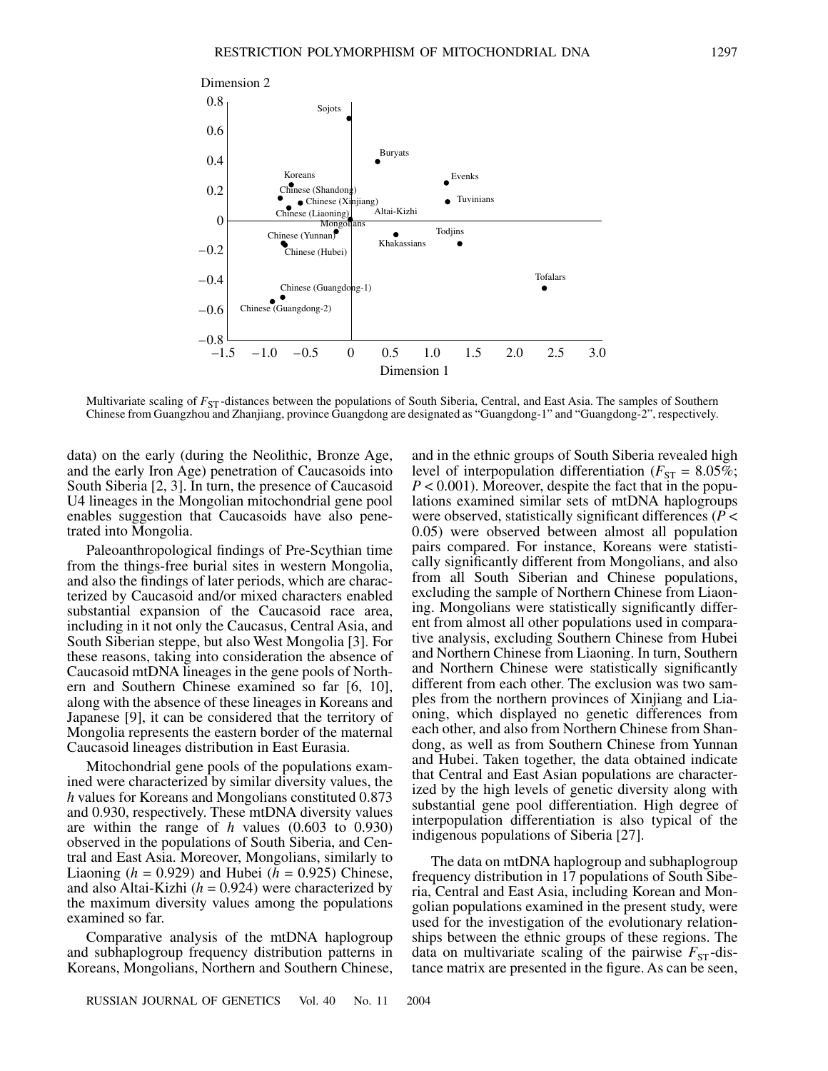Multivariate scaling of $F_{ST}$-distances between the populations of South Siberia, Central, and East Asia. The samples of Southern Chinese from Guangzhou and Zhanjiang, province Guangdong are designated as "Guangdong-1" and "Guangdong-2", respectively.

data) on the early (during the Neolithic, Bronze Age, and the early Iron Age) penetration of Caucasoids into South Siberia [2, 3]. In turn, the presence of Caucasoid U4 lineages in the Mongolian mitochondrial gene pool enables suggestion that Caucasoids have also penetrated into Mongolia.

Paleoanthropological findings of Pre-Scythian time from the things-free burial sites in western Mongolia, and also the findings of later periods, which are characterized by Caucasoid and/or mixed characters enabled substantial expansion of the Caucasoid race area, including in it not only the Caucasus, Central Asia, and South Siberian steppe, but also West Mongolia [3]. For these reasons, taking into consideration the absence of Caucasoid mtDNA lineages in the gene pools of Northern and Southern Chinese examined so far [6, 10], along with the absence of these lineages in Koreans and Japanese [9], it can be considered that the territory of Mongolia represents the eastern border of the maternal Caucasoid lineages distribution in East Eurasia.

Mitochondrial gene pools of the populations examined were characterized by similar diversity values, the $h$ values for Koreans and Mongolians constituted 0.873 and 0.930, respectively. These mtDNA diversity values are within the range of $h$ values (0.603 to 0.930) observed in the populations of South Siberia, and Central and East Asia. Moreover, Mongolians, similarly to Liaoning ($h$ = 0.929) and Hubei ($h$ = 0.925) Chinese, and also Altai-Kizhi ($h$ = 0.924) were characterized by the maximum diversity values among the populations examined so far.

Comparative analysis of the mtDNA haplogroup and subhaplogroup frequency distribution patterns in Koreans, Mongolians, Northern and Southern Chinese, and in the ethnic groups of South Siberia revealed high level of interpopulation differentiation ($F_{ST}$ = 8.05%; $P < 0.001$). Moreover, despite the fact that in the populations examined similar sets of mtDNA haplogroups were observed, statistically significant differences ($P < 0.05$) were observed between almost all population pairs compared. For instance, Koreans were statistically significantly different from Mongolians, and also from all South Siberian and Chinese populations, excluding the sample of Northern Chinese from Liaoning. Mongolians were statistically significantly different from almost all other populations used in comparative analysis, excluding Southern Chinese from Hubei and Northern Chinese from Liaoning. In turn, Southern and Northern Chinese were statistically significantly different from each other. The exclusion was two samples from the northern provinces of Xinjiang and Liaoning, which displayed no genetic differences from each other, and also from Northern Chinese from Shandong, as well as from Southern Chinese from Yunnan and Hubei. Taken together, the data obtained indicate that Central and East Asian populations are characterized by the high levels of genetic diversity along with substantial gene pool differentiation. High degree of interpopulation differentiation is also typical of the indigenous populations of Siberia [27].

The data on mtDNA haplogroup and subhaplogroup frequency distribution in 17 populations of South Siberia, Central and East Asia, including Korean and Mongolian populations examined in the present study, were used for the investigation of the evolutionary relationships between the ethnic groups of these regions. The data on multivariate scaling of the pairwise $F_{ST}$-distance matrix are presented in the figure. As can be seen,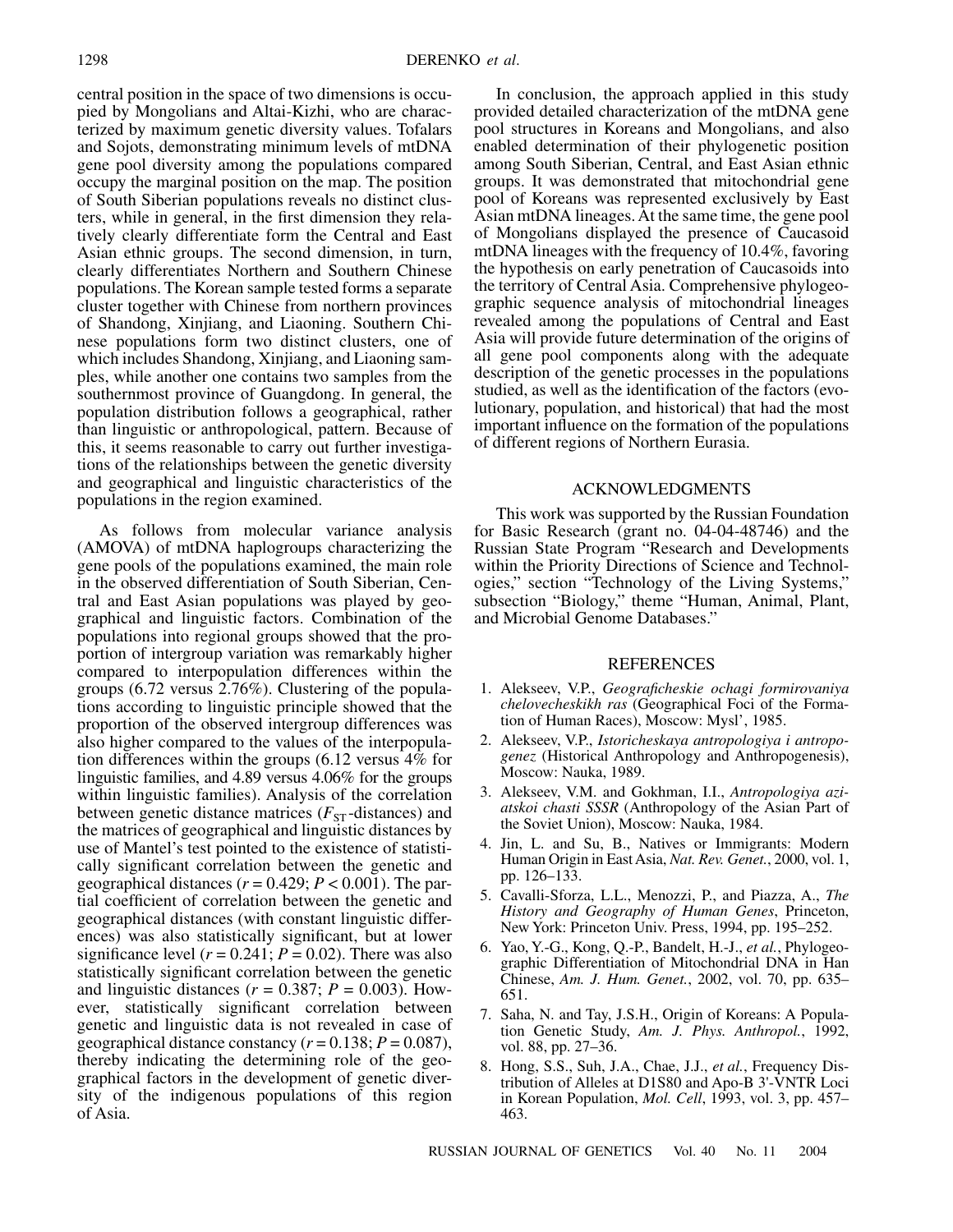central position in the space of two dimensions is occupied by Mongolians and Altai-Kizhi, who are characterized by maximum genetic diversity values. Tofalars and Sojots, demonstrating minimum levels of mtDNA gene pool diversity among the populations compared occupy the marginal position on the map. The position of South Siberian populations reveals no distinct clusters, while in general, in the first dimension they relatively clearly differentiate form the Central and East Asian ethnic groups. The second dimension, in turn, clearly differentiates Northern and Southern Chinese populations. The Korean sample tested forms a separate cluster together with Chinese from northern provinces of Shandong, Xinjiang, and Liaoning. Southern Chinese populations form two distinct clusters, one of which includes Shandong, Xinjiang, and Liaoning samples, while another one contains two samples from the southernmost province of Guangdong. In general, the population distribution follows a geographical, rather than linguistic or anthropological, pattern. Because of this, it seems reasonable to carry out further investigations of the relationships between the genetic diversity and geographical and linguistic characteristics of the populations in the region examined.

As follows from molecular variance analysis (AMOVA) of mtDNA haplogroups characterizing the gene pools of the populations examined, the main role in the observed differentiation of South Siberian, Central and East Asian populations was played by geographical and linguistic factors. Combination of the populations into regional groups showed that the proportion of intergroup variation was remarkably higher compared to interpopulation differences within the groups (6.72 versus 2.76%). Clustering of the populations according to linguistic principle showed that the proportion of the observed intergroup differences was also higher compared to the values of the interpopulation differences within the groups (6.12 versus 4% for linguistic families, and 4.89 versus 4.06% for the groups within linguistic families). Analysis of the correlation between genetic distance matrices ($F_{ST}$-distances) and the matrices of geographical and linguistic distances by use of Mantel's test pointed to the existence of statistically significant correlation between the genetic and geographical distances ($r = 0.429$; $P < 0.001$). The partial coefficient of correlation between the genetic and geographical distances (with constant linguistic differences) was also statistically significant, but at lower significance level ($r = 0.241$; $P = 0.02$). There was also statistically significant correlation between the genetic and linguistic distances ($r = 0.387$; $P = 0.003$). However, statistically significant correlation between genetic and linguistic data is not revealed in case of geographical distance constancy ($r = 0.138$; $P = 0.087$), thereby indicating the determining role of the geographical factors in the development of genetic diversity of the indigenous populations of this region of Asia.

In conclusion, the approach applied in this study provided detailed characterization of the mtDNA gene pool structures in Koreans and Mongolians, and also enabled determination of their phylogenetic position among South Siberian, Central, and East Asian ethnic groups. It was demonstrated that mitochondrial gene pool of Koreans was represented exclusively by East Asian mtDNA lineages. At the same time, the gene pool of Mongolians displayed the presence of Caucasoid mtDNA lineages with the frequency of 10.4%, favoring the hypothesis on early penetration of Caucasoids into the territory of Central Asia. Comprehensive phylogeographic sequence analysis of mitochondrial lineages revealed among the populations of Central and East Asia will provide future determination of the origins of all gene pool components along with the adequate description of the genetic processes in the populations studied, as well as the identification of the factors (evolutionary, population, and historical) that had the most important influence on the formation of the populations of different regions of Northern Eurasia.

## ACKNOWLEDGMENTS

This work was supported by the Russian Foundation for Basic Research (grant no. 04-04-48746) and the Russian State Program "Research and Developments within the Priority Directions of Science and Technologies," section "Technology of the Living Systems," subsection "Biology," theme "Human, Animal, Plant, and Microbial Genome Databases."

## REFERENCES

1. Alekseev, V.P., *Geograficheskie ochagi formirovaniya chelovecheskikh ras* (Geographical Foci of the Formation of Human Races), Moscow: Mysl', 1985.
2. Alekseev, V.P., *Istoricheskaya antropologiya i antropogenez* (Historical Anthropology and Anthropogenesis), Moscow: Nauka, 1989.
3. Alekseev, V.M. and Gokhman, I.I., *Antropologiya aziatskoi chasti SSSR* (Anthropology of the Asian Part of the Soviet Union), Moscow: Nauka, 1984.
4. Jin, L. and Su, B., Natives or Immigrants: Modern Human Origin in East Asia, *Nat. Rev. Genet.*, 2000, vol. 1, pp. 126–133.
5. Cavalli-Sforza, L.L., Menozzi, P., and Piazza, A., *The History and Geography of Human Genes*, Princeton, New York: Princeton Univ. Press, 1994, pp. 195–252.
6. Yao, Y.-G., Kong, Q.-P., Bandelt, H.-J., *et al.*, Phylogeographic Differentiation of Mitochondrial DNA in Han Chinese, *Am. J. Hum. Genet.*, 2002, vol. 70, pp. 635–651.
7. Saha, N. and Tay, J.S.H., Origin of Koreans: A Population Genetic Study, *Am. J. Phys. Anthropol.*, 1992, vol. 88, pp. 27–36.
8. Hong, S.S., Suh, J.A., Chae, J.J., *et al.*, Frequency Distribution of Alleles at D1S80 and Apo-B 3'-VNTR Loci in Korean Population, *Mol. Cell*, 1993, vol. 3, pp. 457–463.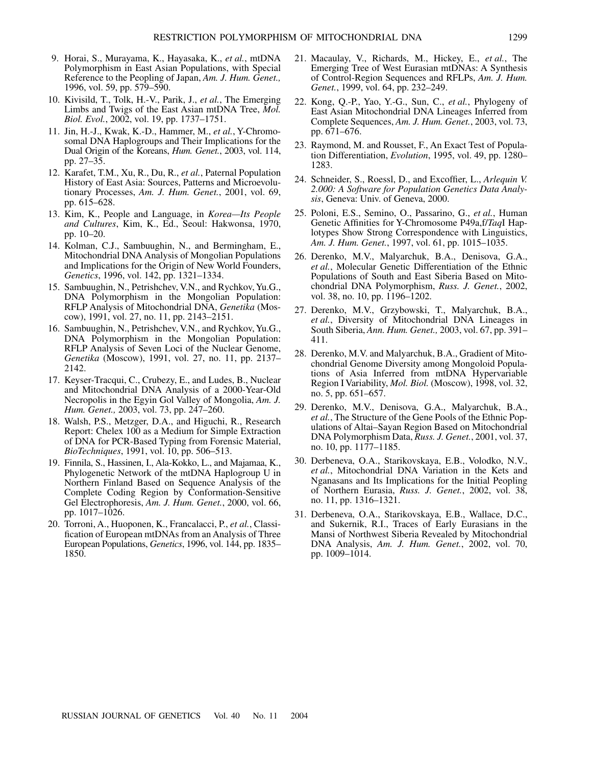9. Horai, S., Murayama, K., Hayasaka, K., *et al.*, mtDNA Polymorphism in East Asian Populations, with Special Reference to the Peopling of Japan, *Am. J. Hum. Genet.,* 1996, vol. 59, pp. 579–590.
10. Kivisild, T., Tolk, H.-V., Parik, J., *et al.*, The Emerging Limbs and Twigs of the East Asian mtDNA Tree, *Mol. Biol. Evol.*, 2002, vol. 19, pp. 1737–1751.
11. Jin, H.-J., Kwak, K.-D., Hammer, M., *et al.*, Y-Chromosomal DNA Haplogroups and Their Implications for the Dual Origin of the Koreans, *Hum. Genet.*, 2003, vol. 114, pp. 27–35.
12. Karafet, T.M., Xu, R., Du, R., *et al.*, Paternal Population History of East Asia: Sources, Patterns and Microevolutionary Processes, *Am. J. Hum. Genet.*, 2001, vol. 69, pp. 615–628.
13. Kim, K., People and Language, in *Korea—Its People and Cultures*, Kim, K., Ed., Seoul: Hakwonsa, 1970, pp. 10–20.
14. Kolman, C.J., Sambuughin, N., and Bermingham, E., Mitochondrial DNA Analysis of Mongolian Populations and Implications for the Origin of New World Founders, *Genetics*, 1996, vol. 142, pp. 1321–1334.
15. Sambuughin, N., Petrishchev, V.N., and Rychkov, Yu.G., DNA Polymorphism in the Mongolian Population: RFLP Analysis of Mitochondrial DNA, *Genetika* (Moscow), 1991, vol. 27, no. 11, pp. 2143–2151.
16. Sambuughin, N., Petrishchev, V.N., and Rychkov, Yu.G., DNA Polymorphism in the Mongolian Population: RFLP Analysis of Seven Loci of the Nuclear Genome, *Genetika* (Moscow), 1991, vol. 27, no. 11, pp. 2137–2142.
17. Keyser-Tracqui, C., Crubezy, E., and Ludes, B., Nuclear and Mitochondrial DNA Analysis of a 2000-Year-Old Necropolis in the Egyin Gol Valley of Mongolia, *Am. J. Hum. Genet.,* 2003, vol. 73, pp. 247–260.
18. Walsh, P.S., Metzger, D.A., and Higuchi, R., Research Report: Chelex 100 as a Medium for Simple Extraction of DNA for PCR-Based Typing from Forensic Material, *BioTechniques*, 1991, vol. 10, pp. 506–513.
19. Finnila, S., Hassinen, I., Ala-Kokko, L., and Majamaa, K., Phylogenetic Network of the mtDNA Haplogroup U in Northern Finland Based on Sequence Analysis of the Complete Coding Region by Conformation-Sensitive Gel Electrophoresis, *Am. J. Hum. Genet.*, 2000, vol. 66, pp. 1017–1026.
20. Torroni, A., Huoponen, K., Francalacci, P., *et al.*, Classification of European mtDNAs from an Analysis of Three European Populations, *Genetics*, 1996, vol. 144, pp. 1835–1850.
21. Macaulay, V., Richards, M., Hickey, E., *et al.*, The Emerging Tree of West Eurasian mtDNAs: A Synthesis of Control-Region Sequences and RFLPs, *Am. J. Hum. Genet.*, 1999, vol. 64, pp. 232–249.
22. Kong, Q.-P., Yao, Y.-G., Sun, C., *et al.*, Phylogeny of East Asian Mitochondrial DNA Lineages Inferred from Complete Sequences, *Am. J. Hum. Genet.*, 2003, vol. 73, pp. 671–676.
23. Raymond, M. and Rousset, F., An Exact Test of Population Differentiation, *Evolution*, 1995, vol. 49, pp. 1280–1283.
24. Schneider, S., Roessl, D., and Excoffier, L., *Arlequin V. 2.000: A Software for Population Genetics Data Analysis*, Geneva: Univ. of Geneva, 2000.
25. Poloni, E.S., Semino, O., Passarino, G., *et al.*, Human Genetic Affinities for Y-Chromosome P49a,f/*Taq*I Haplotypes Show Strong Correspondence with Linguistics, *Am. J. Hum. Genet.*, 1997, vol. 61, pp. 1015–1035.
26. Derenko, M.V., Malyarchuk, B.A., Denisova, G.A., *et al.*, Molecular Genetic Differentiation of the Ethnic Populations of South and East Siberia Based on Mitochondrial DNA Polymorphism, *Russ. J. Genet.*, 2002, vol. 38, no. 10, pp. 1196–1202.
27. Derenko, M.V., Grzybowski, T., Malyarchuk, B.A., *et al.*, Diversity of Mitochondrial DNA Lineages in South Siberia, *Ann. Hum. Genet.,* 2003, vol. 67, pp. 391–411.
28. Derenko, M.V. and Malyarchuk, B.A., Gradient of Mitochondrial Genome Diversity among Mongoloid Populations of Asia Inferred from mtDNA Hypervariable Region I Variability, *Mol. Biol.* (Moscow), 1998, vol. 32, no. 5, pp. 651–657.
29. Derenko, M.V., Denisova, G.A., Malyarchuk, B.A., *et al.*, The Structure of the Gene Pools of the Ethnic Populations of Altai–Sayan Region Based on Mitochondrial DNA Polymorphism Data, *Russ. J. Genet.*, 2001, vol. 37, no. 10, pp. 1177–1185.
30. Derbeneva, O.A., Starikovskaya, E.B., Volodko, N.V., *et al.*, Mitochondrial DNA Variation in the Kets and Nganasans and Its Implications for the Initial Peopling of Northern Eurasia, *Russ. J. Genet.*, 2002, vol. 38, no. 11, pp. 1316–1321.
31. Derbeneva, O.A., Starikovskaya, E.B., Wallace, D.C., and Sukernik, R.I., Traces of Early Eurasians in the Mansi of Northwest Siberia Revealed by Mitochondrial DNA Analysis, *Am. J. Hum. Genet.*, 2002, vol. 70, pp. 1009–1014.